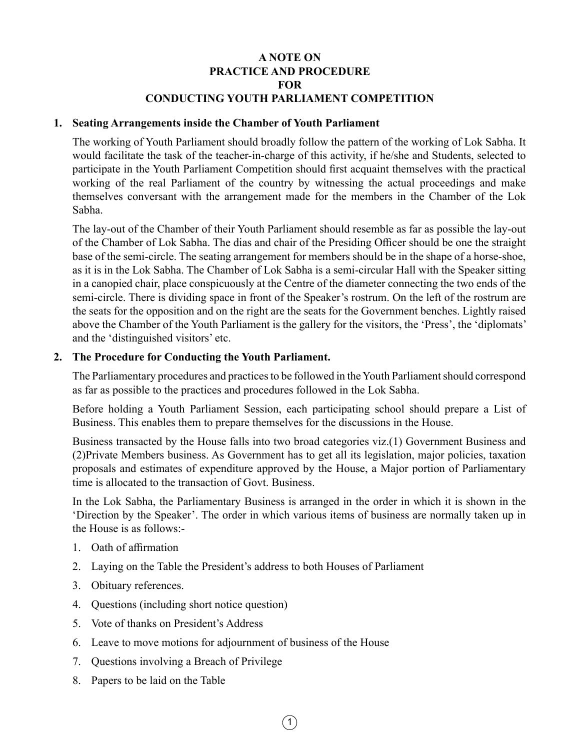# A NOTE ON PRACTICE AND PROCEDURE FOR CONDUCTING YOUTH PARLIAMENT COMPETITION

## 1. Seating Arrangements inside the Chamber of Youth Parliament

The working of Youth Parliament should broadly follow the pattern of the working of Lok Sabha. It would facilitate the task of the teacher-in-charge of this activity, if he/she and Students, selected to participate in the Youth Parliament Competition should first acquaint themselves with the practical working of the real Parliament of the country by witnessing the actual proceedings and make themselves conversant with the arrangement made for the members in the Chamber of the Lok Sabha.

The lay-out of the Chamber of their Youth Parliament should resemble as far as possible the lay-out of the Chamber of Lok Sabha. The dias and chair of the Presiding Officer should be one the straight base of the semi-circle. The seating arrangement for members should be in the shape of a horse-shoe, as it is in the Lok Sabha. The Chamber of Lok Sabha is a semi-circular Hall with the Speaker sitting in a canopied chair, place conspicuously at the Centre of the diameter connecting the two ends of the semi-circle. There is dividing space in front of the Speaker's rostrum. On the left of the rostrum are the seats for the opposition and on the right are the seats for the Government benches. Lightly raised above the Chamber of the Youth Parliament is the gallery for the visitors, the 'Press', the 'diplomats' and the 'distinguished visitors' etc.

## 2. The Procedure for Conducting the Youth Parliament.

The Parliamentary procedures and practices to be followed in the Youth Parliament should correspond as far as possible to the practices and procedures followed in the Lok Sabha.

Before holding a Youth Parliament Session, each participating school should prepare a List of Business. This enables them to prepare themselves for the discussions in the House.

Business transacted by the House falls into two broad categories viz.(1) Government Business and (2)Private Members business. As Government has to get all its legislation, major policies, taxation proposals and estimates of expenditure approved by the House, a Major portion of Parliamentary time is allocated to the transaction of Govt. Business.

In the Lok Sabha, the Parliamentary Business is arranged in the order in which it is shown in the 'Direction by the Speaker'. The order in which various items of business are normally taken up in the House is as follows:-

1. Oath of affirmation
2. Laying on the Table the President's address to both Houses of Parliament
3. Obituary references.
4. Questions (including short notice question)
5. Vote of thanks on President's Address
6. Leave to move motions for adjournment of business of the House
7. Questions involving a Breach of Privilege
8. Papers to be laid on the Table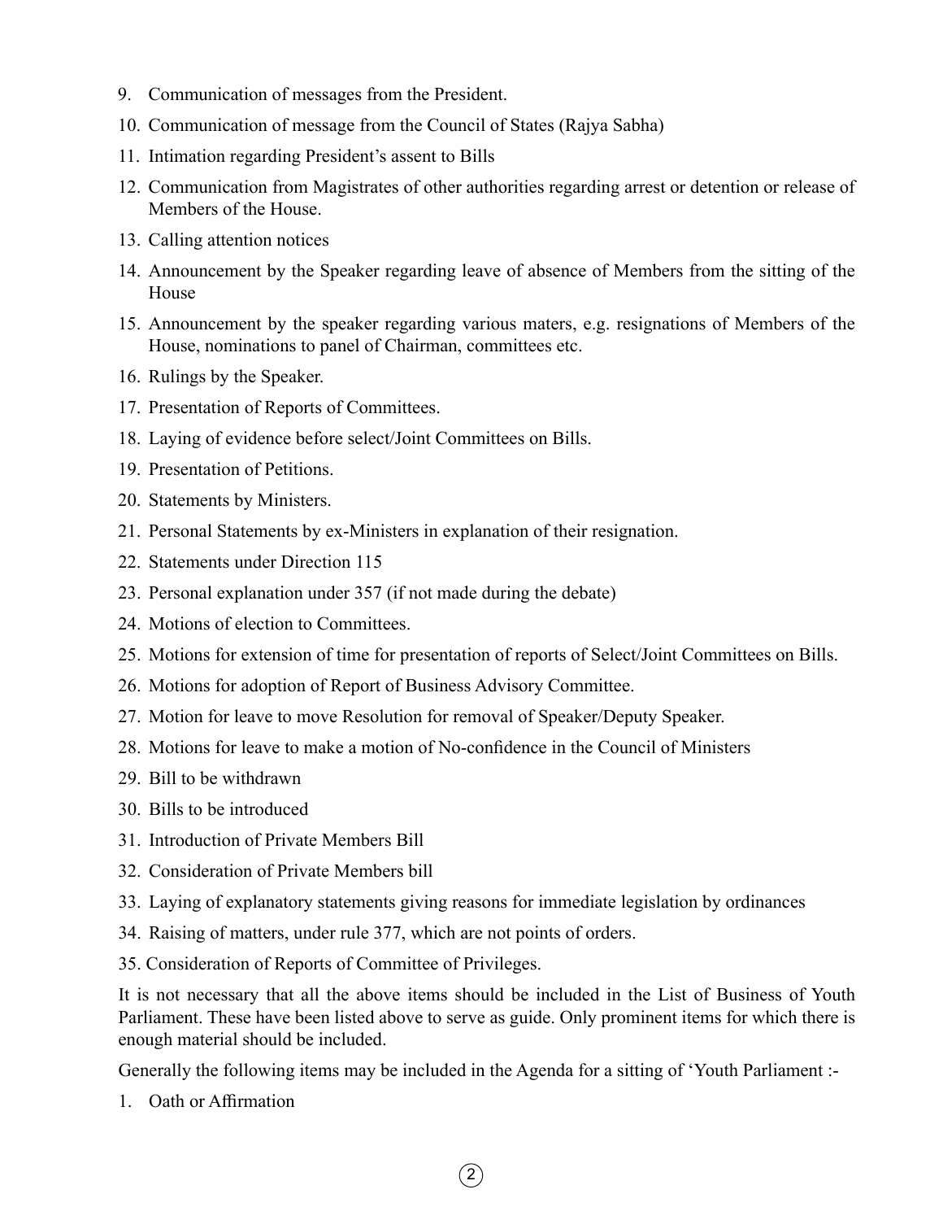9. Communication of messages from the President.
10. Communication of message from the Council of States (Rajya Sabha)
11. Intimation regarding President's assent to Bills
12. Communication from Magistrates of other authorities regarding arrest or detention or release of Members of the House.
13. Calling attention notices
14. Announcement by the Speaker regarding leave of absence of Members from the sitting of the House
15. Announcement by the speaker regarding various maters, e.g. resignations of Members of the House, nominations to panel of Chairman, committees etc.
16. Rulings by the Speaker.
17. Presentation of Reports of Committees.
18. Laying of evidence before select/Joint Committees on Bills.
19. Presentation of Petitions.
20. Statements by Ministers.
21. Personal Statements by ex-Ministers in explanation of their resignation.
22. Statements under Direction 115
23. Personal explanation under 357 (if not made during the debate)
24. Motions of election to Committees.
25. Motions for extension of time for presentation of reports of Select/Joint Committees on Bills.
26. Motions for adoption of Report of Business Advisory Committee.
27. Motion for leave to move Resolution for removal of Speaker/Deputy Speaker.
28. Motions for leave to make a motion of No-confidence in the Council of Ministers
29. Bill to be withdrawn
30. Bills to be introduced
31. Introduction of Private Members Bill
32. Consideration of Private Members bill
33. Laying of explanatory statements giving reasons for immediate legislation by ordinances
34. Raising of matters, under rule 377, which are not points of orders.
35. Consideration of Reports of Committee of Privileges.

It is not necessary that all the above items should be included in the List of Business of Youth Parliament. These have been listed above to serve as guide. Only prominent items for which there is enough material should be included.

Generally the following items may be included in the Agenda for a sitting of 'Youth Parliament :-

1. Oath or Affirmation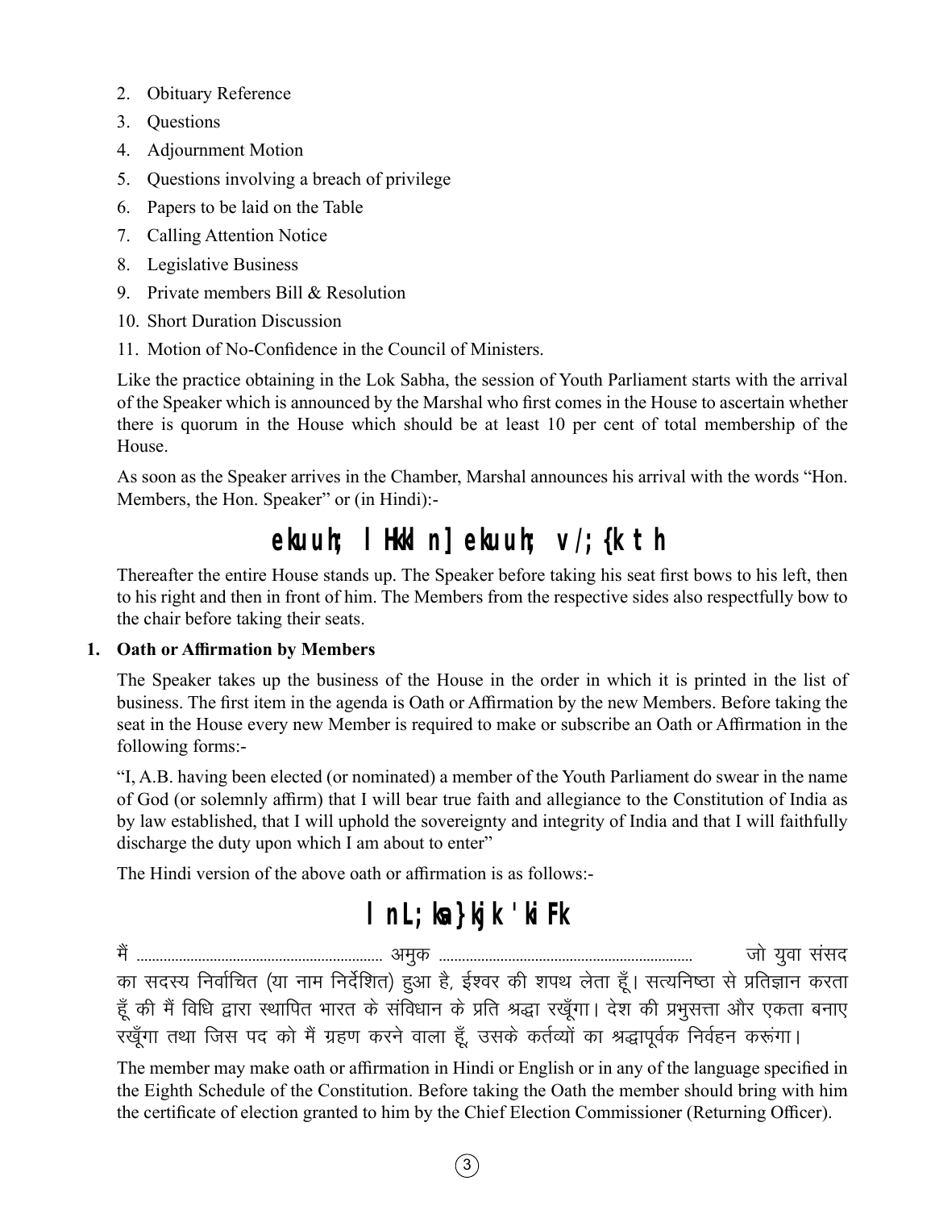2. Obituary Reference
3. Questions
4. Adjournment Motion
5. Questions involving a breach of privilege
6. Papers to be laid on the Table
7. Calling Attention Notice
8. Legislative Business
9. Private members Bill & Resolution
10. Short Duration Discussion
11. Motion of No-Confidence in the Council of Ministers.

Like the practice obtaining in the Lok Sabha, the session of Youth Parliament starts with the arrival of the Speaker which is announced by the Marshal who first comes in the House to ascertain whether there is quorum in the House which should be at least 10 per cent of total membership of the House.

As soon as the Speaker arrives in the Chamber, Marshal announces his arrival with the words "Hon. Members, the Hon. Speaker" or (in Hindi):-

## ekuuh; lHkkln] ekuuh; v/;{k th

Thereafter the entire House stands up. The Speaker before taking his seat first bows to his left, then to his right and then in front of him. The Members from the respective sides also respectfully bow to the chair before taking their seats.

**1. Oath or Affirmation by Members**

The Speaker takes up the business of the House in the order in which it is printed in the list of business. The first item in the agenda is Oath or Affirmation by the new Members. Before taking the seat in the House every new Member is required to make or subscribe an Oath or Affirmation in the following forms:-

"I, A.B. having been elected (or nominated) a member of the Youth Parliament do swear in the name of God (or solemnly affirm) that I will bear true faith and allegiance to the Constitution of India as by law established, that I will uphold the sovereignty and integrity of India and that I will faithfully discharge the duty upon which I am about to enter"

The Hindi version of the above oath or affirmation is as follows:-

## lnL;ksa}kjk 'kiFk

मैं ................................................................ अमुक ................................................................ जो युवा संसद का सदस्य निर्वाचित (या नाम निर्देशित) हुआ है, ईश्वर की शपथ लेता हूँ। सत्यनिष्ठा से प्रतिज्ञान करता हूँ की मैं विधि द्वारा स्थापित भारत के संविधान के प्रति श्रद्धा रखूँगा। देश की प्रभुसत्ता और एकता बनाए रखूँगा तथा जिस पद को मैं ग्रहण करने वाला हूँ, उसके कर्तव्यों का श्रद्धापूर्वक निर्वहन करूंगा।

The member may make oath or affirmation in Hindi or English or in any of the language specified in the Eighth Schedule of the Constitution. Before taking the Oath the member should bring with him the certificate of election granted to him by the Chief Election Commissioner (Returning Officer).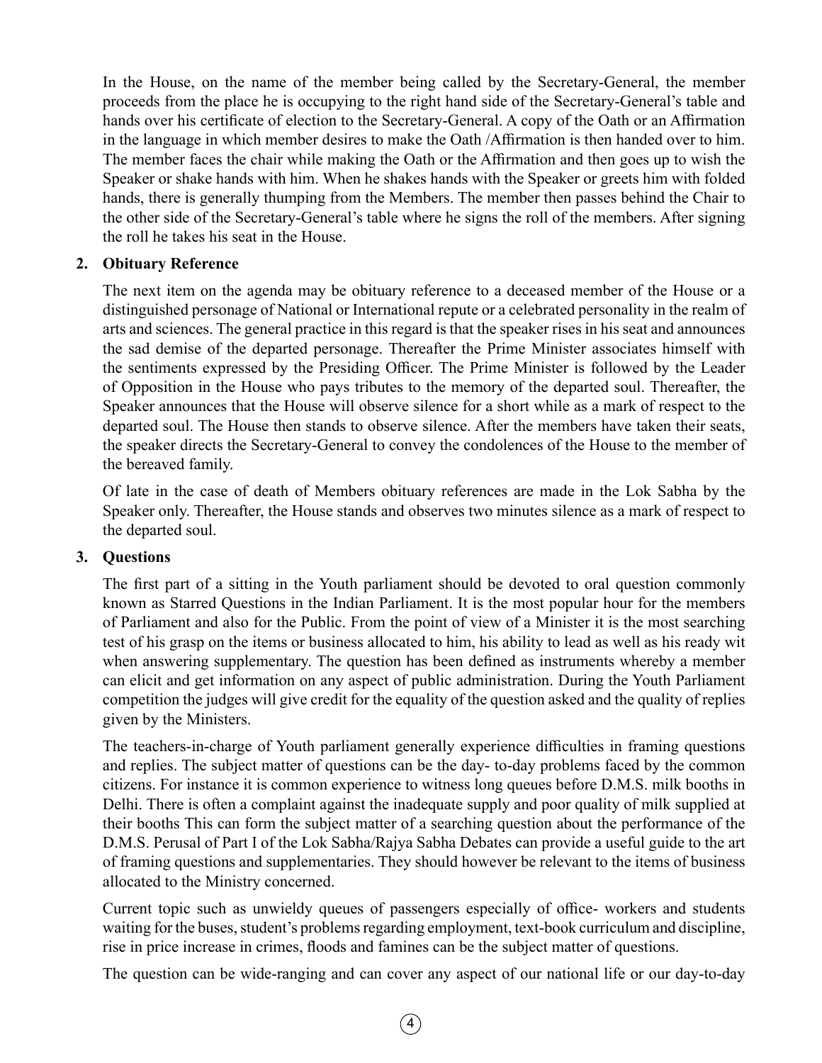In the House, on the name of the member being called by the Secretary-General, the member proceeds from the place he is occupying to the right hand side of the Secretary-General's table and hands over his certificate of election to the Secretary-General. A copy of the Oath or an Affirmation in the language in which member desires to make the Oath /Affirmation is then handed over to him. The member faces the chair while making the Oath or the Affirmation and then goes up to wish the Speaker or shake hands with him. When he shakes hands with the Speaker or greets him with folded hands, there is generally thumping from the Members. The member then passes behind the Chair to the other side of the Secretary-General's table where he signs the roll of the members. After signing the roll he takes his seat in the House.

**2. Obituary Reference**

The next item on the agenda may be obituary reference to a deceased member of the House or a distinguished personage of National or International repute or a celebrated personality in the realm of arts and sciences. The general practice in this regard is that the speaker rises in his seat and announces the sad demise of the departed personage. Thereafter the Prime Minister associates himself with the sentiments expressed by the Presiding Officer. The Prime Minister is followed by the Leader of Opposition in the House who pays tributes to the memory of the departed soul. Thereafter, the Speaker announces that the House will observe silence for a short while as a mark of respect to the departed soul. The House then stands to observe silence. After the members have taken their seats, the speaker directs the Secretary-General to convey the condolences of the House to the member of the bereaved family.

Of late in the case of death of Members obituary references are made in the Lok Sabha by the Speaker only. Thereafter, the House stands and observes two minutes silence as a mark of respect to the departed soul.

**3. Questions**

The first part of a sitting in the Youth parliament should be devoted to oral question commonly known as Starred Questions in the Indian Parliament. It is the most popular hour for the members of Parliament and also for the Public. From the point of view of a Minister it is the most searching test of his grasp on the items or business allocated to him, his ability to lead as well as his ready wit when answering supplementary. The question has been defined as instruments whereby a member can elicit and get information on any aspect of public administration. During the Youth Parliament competition the judges will give credit for the equality of the question asked and the quality of replies given by the Ministers.

The teachers-in-charge of Youth parliament generally experience difficulties in framing questions and replies. The subject matter of questions can be the day- to-day problems faced by the common citizens. For instance it is common experience to witness long queues before D.M.S. milk booths in Delhi. There is often a complaint against the inadequate supply and poor quality of milk supplied at their booths This can form the subject matter of a searching question about the performance of the D.M.S. Perusal of Part I of the Lok Sabha/Rajya Sabha Debates can provide a useful guide to the art of framing questions and supplementaries. They should however be relevant to the items of business allocated to the Ministry concerned.

Current topic such as unwieldy queues of passengers especially of office- workers and students waiting for the buses, student's problems regarding employment, text-book curriculum and discipline, rise in price increase in crimes, floods and famines can be the subject matter of questions.

The question can be wide-ranging and can cover any aspect of our national life or our day-to-day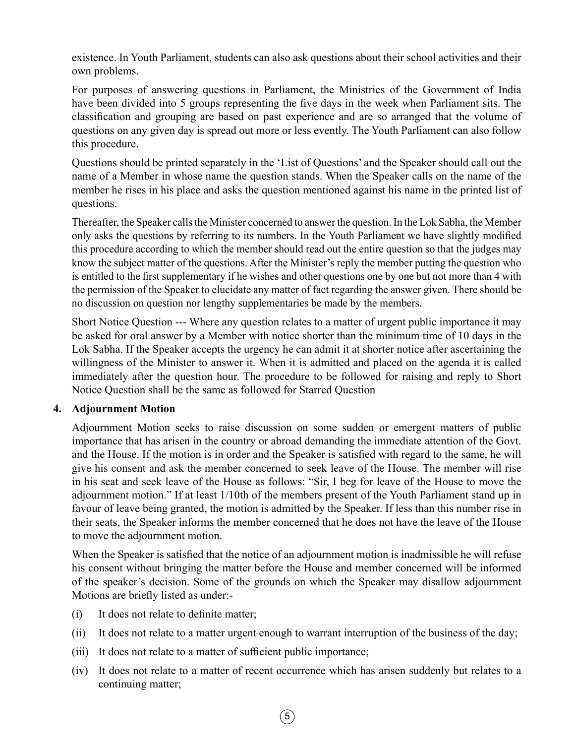existence. In Youth Parliament, students can also ask questions about their school activities and their own problems.

For purposes of answering questions in Parliament, the Ministries of the Government of India have been divided into 5 groups representing the five days in the week when Parliament sits. The classification and grouping are based on past experience and are so arranged that the volume of questions on any given day is spread out more or less evently. The Youth Parliament can also follow this procedure.

Questions should be printed separately in the 'List of Questions' and the Speaker should call out the name of a Member in whose name the question stands. When the Speaker calls on the name of the member he rises in his place and asks the question mentioned against his name in the printed list of questions.

Thereafter, the Speaker calls the Minister concerned to answer the question. In the Lok Sabha, the Member only asks the questions by referring to its numbers. In the Youth Parliament we have slightly modified this procedure according to which the member should read out the entire question so that the judges may know the subject matter of the questions. After the Minister's reply the member putting the question who is entitled to the first supplementary if he wishes and other questions one by one but not more than 4 with the permission of the Speaker to elucidate any matter of fact regarding the answer given. There should be no discussion on question nor lengthy supplementaries be made by the members.

Short Notice Question --- Where any question relates to a matter of urgent public importance it may be asked for oral answer by a Member with notice shorter than the minimum time of 10 days in the Lok Sabha. If the Speaker accepts the urgency he can admit it at shorter notice after ascertaining the willingness of the Minister to answer it. When it is admitted and placed on the agenda it is called immediately after the question hour. The procedure to be followed for raising and reply to Short Notice Question shall be the same as followed for Starred Question

**4. Adjournment Motion**

Adjournment Motion seeks to raise discussion on some sudden or emergent matters of public importance that has arisen in the country or abroad demanding the immediate attention of the Govt. and the House. If the motion is in order and the Speaker is satisfied with regard to the same, he will give his consent and ask the member concerned to seek leave of the House. The member will rise in his seat and seek leave of the House as follows: "Sir, I beg for leave of the House to move the adjournment motion." If at least 1/10th of the members present of the Youth Parliament stand up in favour of leave being granted, the motion is admitted by the Speaker. If less than this number rise in their seats, the Speaker informs the member concerned that he does not have the leave of the House to move the adjournment motion.

When the Speaker is satisfied that the notice of an adjournment motion is inadmissible he will refuse his consent without bringing the matter before the House and member concerned will be informed of the speaker's decision. Some of the grounds on which the Speaker may disallow adjournment Motions are briefly listed as under:-

(i) It does not relate to definite matter;

(ii) It does not relate to a matter urgent enough to warrant interruption of the business of the day;

(iii) It does not relate to a matter of sufficient public importance;

(iv) It does not relate to a matter of recent occurrence which has arisen suddenly but relates to a continuing matter;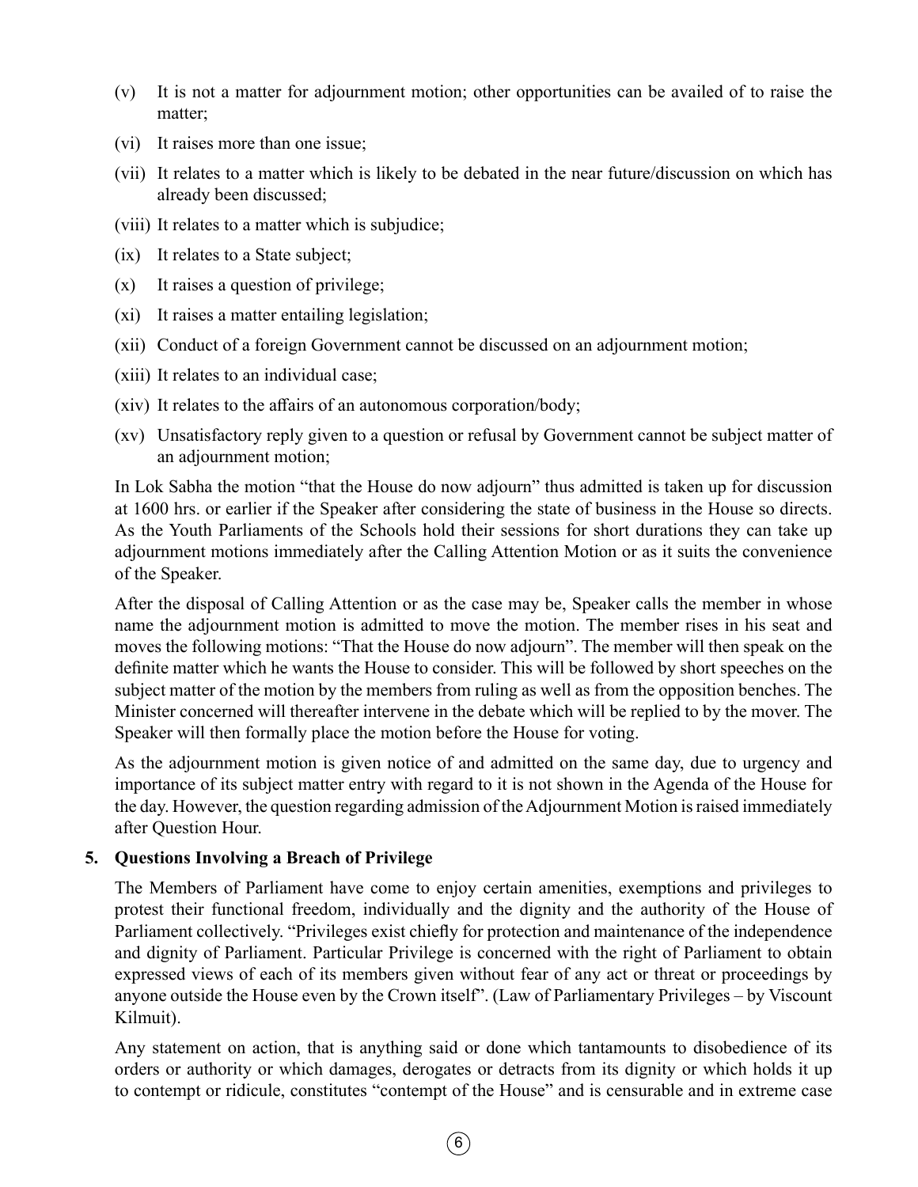(v) It is not a matter for adjournment motion; other opportunities can be availed of to raise the matter;

(vi) It raises more than one issue;

(vii) It relates to a matter which is likely to be debated in the near future/discussion on which has already been discussed;

(viii) It relates to a matter which is subjudice;

(ix) It relates to a State subject;

(x) It raises a question of privilege;

(xi) It raises a matter entailing legislation;

(xii) Conduct of a foreign Government cannot be discussed on an adjournment motion;

(xiii) It relates to an individual case;

(xiv) It relates to the affairs of an autonomous corporation/body;

(xv) Unsatisfactory reply given to a question or refusal by Government cannot be subject matter of an adjournment motion;

In Lok Sabha the motion "that the House do now adjourn" thus admitted is taken up for discussion at 1600 hrs. or earlier if the Speaker after considering the state of business in the House so directs. As the Youth Parliaments of the Schools hold their sessions for short durations they can take up adjournment motions immediately after the Calling Attention Motion or as it suits the convenience of the Speaker.

After the disposal of Calling Attention or as the case may be, Speaker calls the member in whose name the adjournment motion is admitted to move the motion. The member rises in his seat and moves the following motions: "That the House do now adjourn". The member will then speak on the definite matter which he wants the House to consider. This will be followed by short speeches on the subject matter of the motion by the members from ruling as well as from the opposition benches. The Minister concerned will thereafter intervene in the debate which will be replied to by the mover. The Speaker will then formally place the motion before the House for voting.

As the adjournment motion is given notice of and admitted on the same day, due to urgency and importance of its subject matter entry with regard to it is not shown in the Agenda of the House for the day. However, the question regarding admission of the Adjournment Motion is raised immediately after Question Hour.

**5. Questions Involving a Breach of Privilege**

The Members of Parliament have come to enjoy certain amenities, exemptions and privileges to protest their functional freedom, individually and the dignity and the authority of the House of Parliament collectively. "Privileges exist chiefly for protection and maintenance of the independence and dignity of Parliament. Particular Privilege is concerned with the right of Parliament to obtain expressed views of each of its members given without fear of any act or threat or proceedings by anyone outside the House even by the Crown itself". (Law of Parliamentary Privileges – by Viscount Kilmuit).

Any statement on action, that is anything said or done which tantamounts to disobedience of its orders or authority or which damages, derogates or detracts from its dignity or which holds it up to contempt or ridicule, constitutes "contempt of the House" and is censurable and in extreme case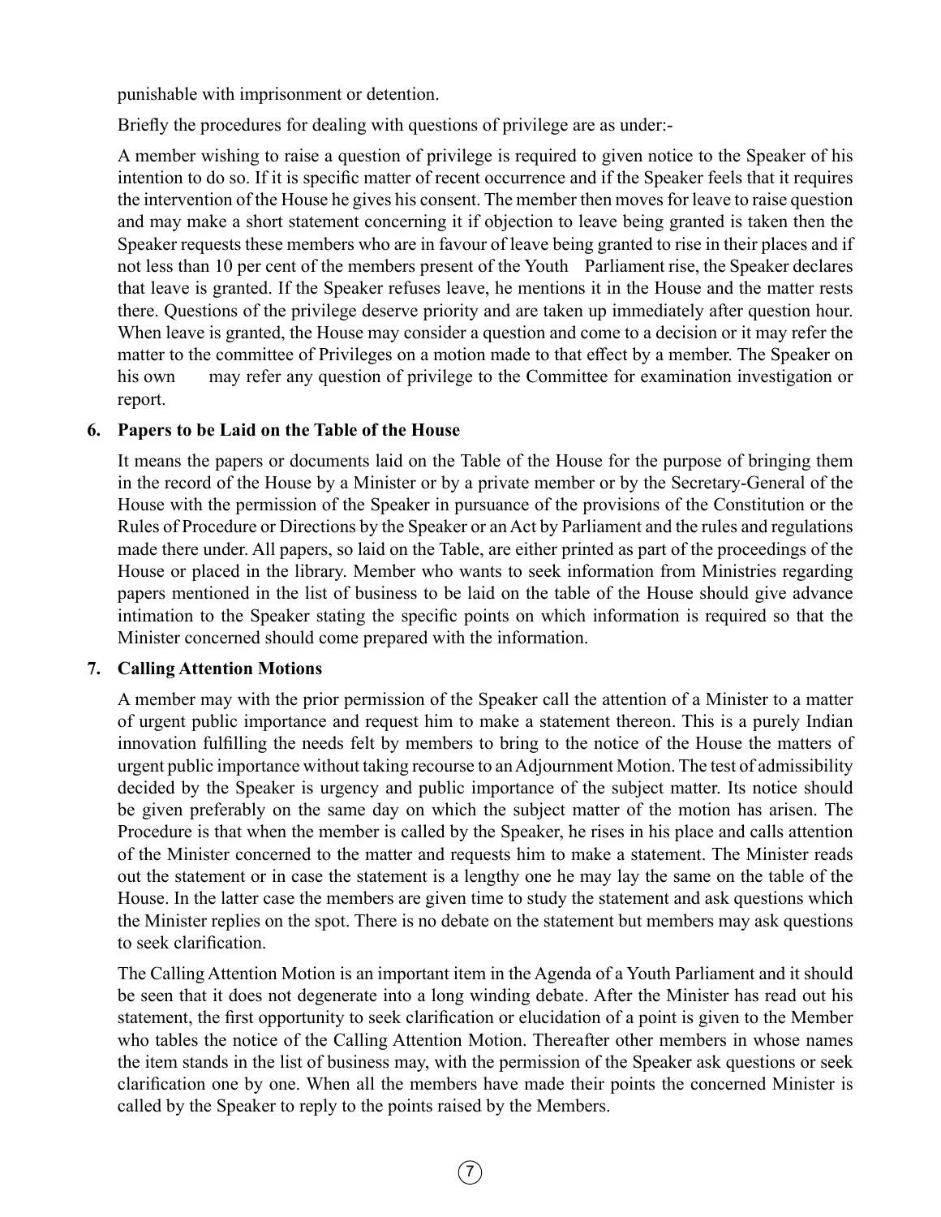punishable with imprisonment or detention.

Briefly the procedures for dealing with questions of privilege are as under:-

A member wishing to raise a question of privilege is required to given notice to the Speaker of his intention to do so. If it is specific matter of recent occurrence and if the Speaker feels that it requires the intervention of the House he gives his consent. The member then moves for leave to raise question and may make a short statement concerning it if objection to leave being granted is taken then the Speaker requests these members who are in favour of leave being granted to rise in their places and if not less than 10 per cent of the members present of the Youth Parliament rise, the Speaker declares that leave is granted. If the Speaker refuses leave, he mentions it in the House and the matter rests there. Questions of the privilege deserve priority and are taken up immediately after question hour. When leave is granted, the House may consider a question and come to a decision or it may refer the matter to the committee of Privileges on a motion made to that effect by a member. The Speaker on his own may refer any question of privilege to the Committee for examination investigation or report.

**6. Papers to be Laid on the Table of the House**

It means the papers or documents laid on the Table of the House for the purpose of bringing them in the record of the House by a Minister or by a private member or by the Secretary-General of the House with the permission of the Speaker in pursuance of the provisions of the Constitution or the Rules of Procedure or Directions by the Speaker or an Act by Parliament and the rules and regulations made there under. All papers, so laid on the Table, are either printed as part of the proceedings of the House or placed in the library. Member who wants to seek information from Ministries regarding papers mentioned in the list of business to be laid on the table of the House should give advance intimation to the Speaker stating the specific points on which information is required so that the Minister concerned should come prepared with the information.

**7. Calling Attention Motions**

A member may with the prior permission of the Speaker call the attention of a Minister to a matter of urgent public importance and request him to make a statement thereon. This is a purely Indian innovation fulfilling the needs felt by members to bring to the notice of the House the matters of urgent public importance without taking recourse to an Adjournment Motion. The test of admissibility decided by the Speaker is urgency and public importance of the subject matter. Its notice should be given preferably on the same day on which the subject matter of the motion has arisen. The Procedure is that when the member is called by the Speaker, he rises in his place and calls attention of the Minister concerned to the matter and requests him to make a statement. The Minister reads out the statement or in case the statement is a lengthy one he may lay the same on the table of the House. In the latter case the members are given time to study the statement and ask questions which the Minister replies on the spot. There is no debate on the statement but members may ask questions to seek clarification.

The Calling Attention Motion is an important item in the Agenda of a Youth Parliament and it should be seen that it does not degenerate into a long winding debate. After the Minister has read out his statement, the first opportunity to seek clarification or elucidation of a point is given to the Member who tables the notice of the Calling Attention Motion. Thereafter other members in whose names the item stands in the list of business may, with the permission of the Speaker ask questions or seek clarification one by one. When all the members have made their points the concerned Minister is called by the Speaker to reply to the points raised by the Members.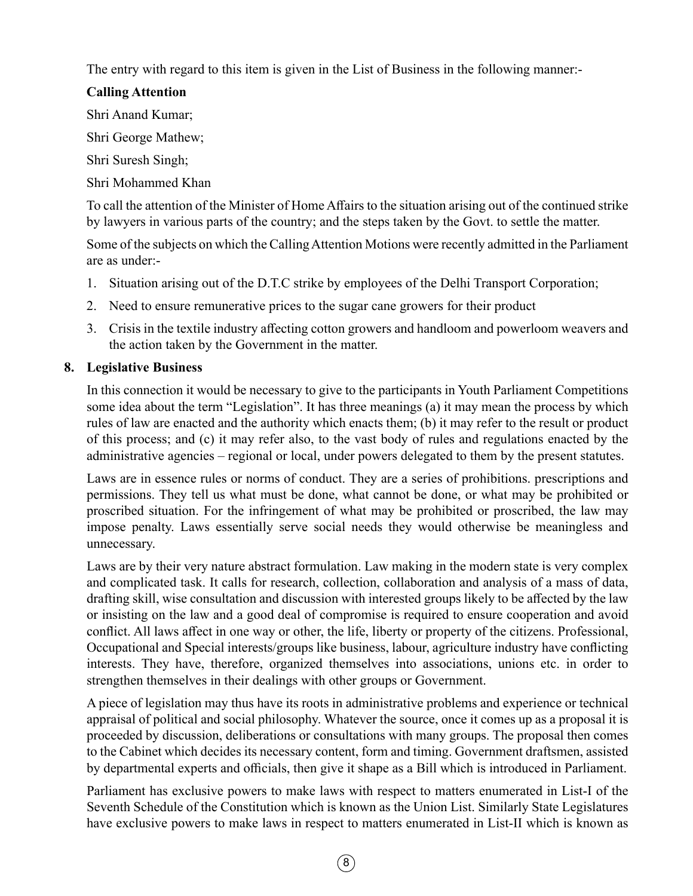The entry with regard to this item is given in the List of Business in the following manner:-

**Calling Attention**

Shri Anand Kumar;

Shri George Mathew;

Shri Suresh Singh;

Shri Mohammed Khan

To call the attention of the Minister of Home Affairs to the situation arising out of the continued strike by lawyers in various parts of the country; and the steps taken by the Govt. to settle the matter.

Some of the subjects on which the Calling Attention Motions were recently admitted in the Parliament are as under:-

1. Situation arising out of the D.T.C strike by employees of the Delhi Transport Corporation;
2. Need to ensure remunerative prices to the sugar cane growers for their product
3. Crisis in the textile industry affecting cotton growers and handloom and powerloom weavers and the action taken by the Government in the matter.

**8. Legislative Business**

In this connection it would be necessary to give to the participants in Youth Parliament Competitions some idea about the term "Legislation". It has three meanings (a) it may mean the process by which rules of law are enacted and the authority which enacts them; (b) it may refer to the result or product of this process; and (c) it may refer also, to the vast body of rules and regulations enacted by the administrative agencies – regional or local, under powers delegated to them by the present statutes.

Laws are in essence rules or norms of conduct. They are a series of prohibitions. prescriptions and permissions. They tell us what must be done, what cannot be done, or what may be prohibited or proscribed situation. For the infringement of what may be prohibited or proscribed, the law may impose penalty. Laws essentially serve social needs they would otherwise be meaningless and unnecessary.

Laws are by their very nature abstract formulation. Law making in the modern state is very complex and complicated task. It calls for research, collection, collaboration and analysis of a mass of data, drafting skill, wise consultation and discussion with interested groups likely to be affected by the law or insisting on the law and a good deal of compromise is required to ensure cooperation and avoid conflict. All laws affect in one way or other, the life, liberty or property of the citizens. Professional, Occupational and Special interests/groups like business, labour, agriculture industry have conflicting interests. They have, therefore, organized themselves into associations, unions etc. in order to strengthen themselves in their dealings with other groups or Government.

A piece of legislation may thus have its roots in administrative problems and experience or technical appraisal of political and social philosophy. Whatever the source, once it comes up as a proposal it is proceeded by discussion, deliberations or consultations with many groups. The proposal then comes to the Cabinet which decides its necessary content, form and timing. Government draftsmen, assisted by departmental experts and officials, then give it shape as a Bill which is introduced in Parliament.

Parliament has exclusive powers to make laws with respect to matters enumerated in List-I of the Seventh Schedule of the Constitution which is known as the Union List. Similarly State Legislatures have exclusive powers to make laws in respect to matters enumerated in List-II which is known as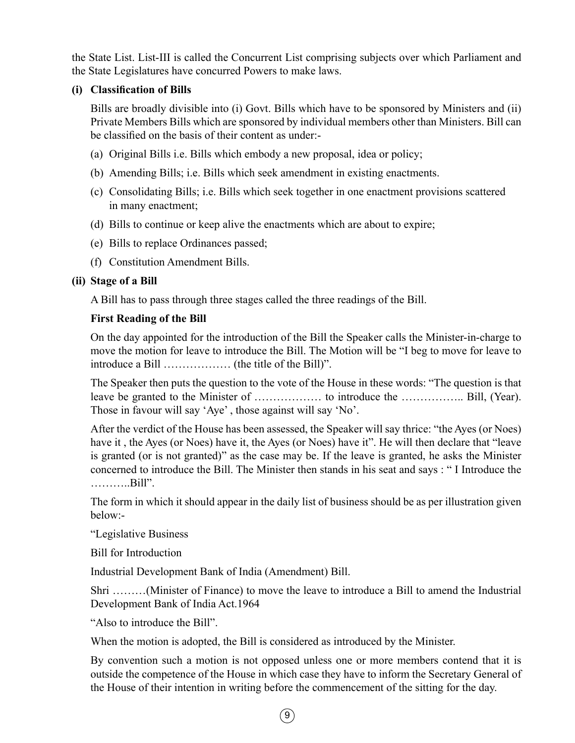the State List. List-III is called the Concurrent List comprising subjects over which Parliament and the State Legislatures have concurred Powers to make laws.

**(i) Classification of Bills**

Bills are broadly divisible into (i) Govt. Bills which have to be sponsored by Ministers and (ii) Private Members Bills which are sponsored by individual members other than Ministers. Bill can be classified on the basis of their content as under:-

(a) Original Bills i.e. Bills which embody a new proposal, idea or policy;

(b) Amending Bills; i.e. Bills which seek amendment in existing enactments.

(c) Consolidating Bills; i.e. Bills which seek together in one enactment provisions scattered in many enactment;

(d) Bills to continue or keep alive the enactments which are about to expire;

(e) Bills to replace Ordinances passed;

(f) Constitution Amendment Bills.

**(ii) Stage of a Bill**

A Bill has to pass through three stages called the three readings of the Bill.

**First Reading of the Bill**

On the day appointed for the introduction of the Bill the Speaker calls the Minister-in-charge to move the motion for leave to introduce the Bill. The Motion will be "I beg to move for leave to introduce a Bill ……………… (the title of the Bill)".

The Speaker then puts the question to the vote of the House in these words: "The question is that leave be granted to the Minister of ……………… to introduce the …………….. Bill, (Year). Those in favour will say 'Aye' , those against will say 'No'.

After the verdict of the House has been assessed, the Speaker will say thrice: "the Ayes (or Noes) have it , the Ayes (or Noes) have it, the Ayes (or Noes) have it". He will then declare that "leave is granted (or is not granted)" as the case may be. If the leave is granted, he asks the Minister concerned to introduce the Bill. The Minister then stands in his seat and says : " I Introduce the ………..Bill".

The form in which it should appear in the daily list of business should be as per illustration given below:-

"Legislative Business

Bill for Introduction

Industrial Development Bank of India (Amendment) Bill.

Shri ………(Minister of Finance) to move the leave to introduce a Bill to amend the Industrial Development Bank of India Act.1964

"Also to introduce the Bill".

When the motion is adopted, the Bill is considered as introduced by the Minister.

By convention such a motion is not opposed unless one or more members contend that it is outside the competence of the House in which case they have to inform the Secretary General of the House of their intention in writing before the commencement of the sitting for the day.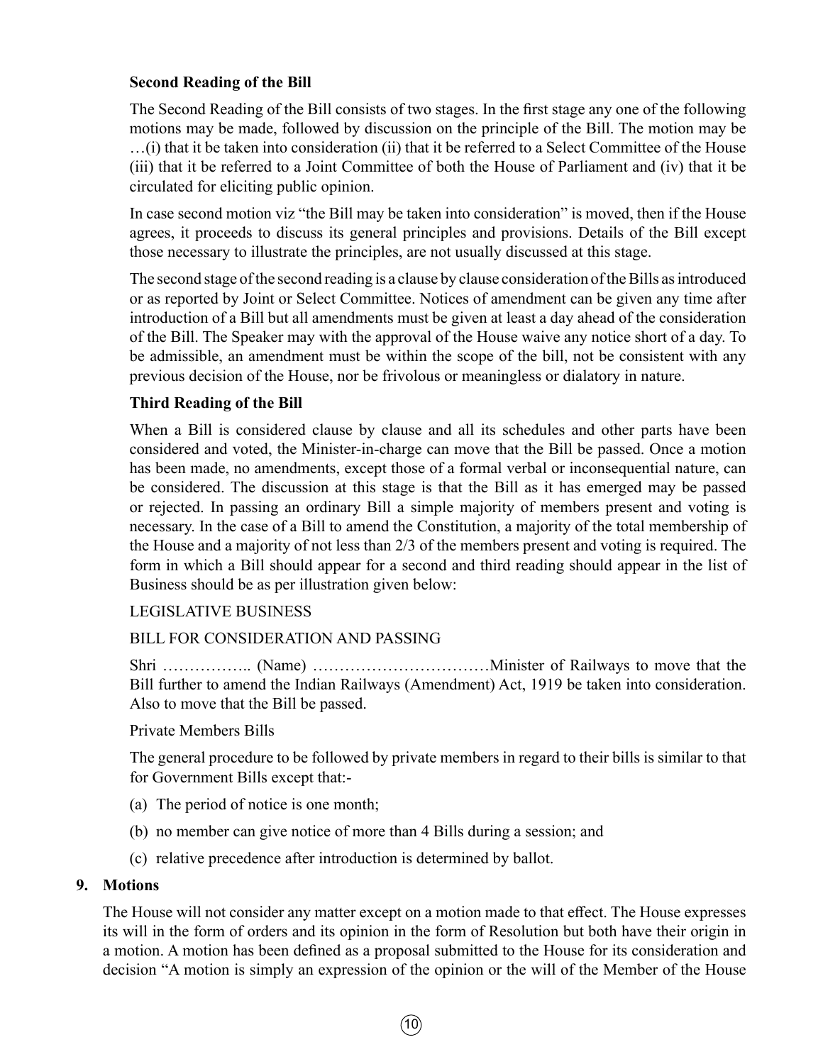### Second Reading of the Bill

The Second Reading of the Bill consists of two stages. In the first stage any one of the following motions may be made, followed by discussion on the principle of the Bill. The motion may be …(i) that it be taken into consideration (ii) that it be referred to a Select Committee of the House (iii) that it be referred to a Joint Committee of both the House of Parliament and (iv) that it be circulated for eliciting public opinion.

In case second motion viz "the Bill may be taken into consideration" is moved, then if the House agrees, it proceeds to discuss its general principles and provisions. Details of the Bill except those necessary to illustrate the principles, are not usually discussed at this stage.

The second stage of the second reading is a clause by clause consideration of the Bills as introduced or as reported by Joint or Select Committee. Notices of amendment can be given any time after introduction of a Bill but all amendments must be given at least a day ahead of the consideration of the Bill. The Speaker may with the approval of the House waive any notice short of a day. To be admissible, an amendment must be within the scope of the bill, not be consistent with any previous decision of the House, nor be frivolous or meaningless or dialatory in nature.

### Third Reading of the Bill

When a Bill is considered clause by clause and all its schedules and other parts have been considered and voted, the Minister-in-charge can move that the Bill be passed. Once a motion has been made, no amendments, except those of a formal verbal or inconsequential nature, can be considered. The discussion at this stage is that the Bill as it has emerged may be passed or rejected. In passing an ordinary Bill a simple majority of members present and voting is necessary. In the case of a Bill to amend the Constitution, a majority of the total membership of the House and a majority of not less than 2/3 of the members present and voting is required. The form in which a Bill should appear for a second and third reading should appear in the list of Business should be as per illustration given below:

LEGISLATIVE BUSINESS

BILL FOR CONSIDERATION AND PASSING

Shri …………….. (Name) ……………………………Minister of Railways to move that the Bill further to amend the Indian Railways (Amendment) Act, 1919 be taken into consideration. Also to move that the Bill be passed.

Private Members Bills

The general procedure to be followed by private members in regard to their bills is similar to that for Government Bills except that:-

(a) The period of notice is one month;

(b) no member can give notice of more than 4 Bills during a session; and

(c) relative precedence after introduction is determined by ballot.

## 9. Motions

The House will not consider any matter except on a motion made to that effect. The House expresses its will in the form of orders and its opinion in the form of Resolution but both have their origin in a motion. A motion has been defined as a proposal submitted to the House for its consideration and decision "A motion is simply an expression of the opinion or the will of the Member of the House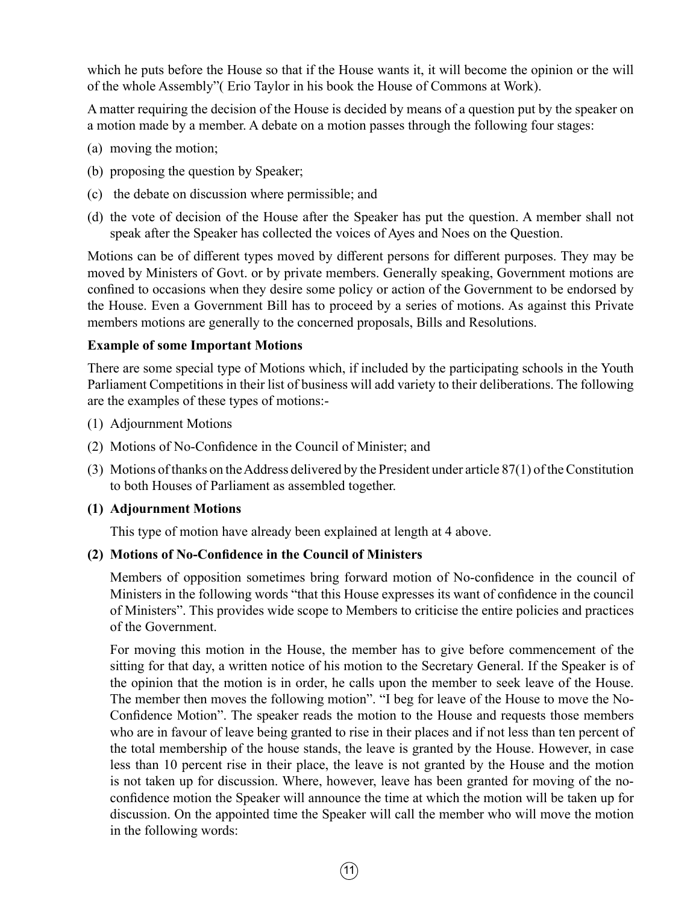which he puts before the House so that if the House wants it, it will become the opinion or the will of the whole Assembly"( Erio Taylor in his book the House of Commons at Work).

A matter requiring the decision of the House is decided by means of a question put by the speaker on a motion made by a member. A debate on a motion passes through the following four stages:

(a) moving the motion;

(b) proposing the question by Speaker;

(c) the debate on discussion where permissible; and

(d) the vote of decision of the House after the Speaker has put the question. A member shall not speak after the Speaker has collected the voices of Ayes and Noes on the Question.

Motions can be of different types moved by different persons for different purposes. They may be moved by Ministers of Govt. or by private members. Generally speaking, Government motions are confined to occasions when they desire some policy or action of the Government to be endorsed by the House. Even a Government Bill has to proceed by a series of motions. As against this Private members motions are generally to the concerned proposals, Bills and Resolutions.

**Example of some Important Motions**

There are some special type of Motions which, if included by the participating schools in the Youth Parliament Competitions in their list of business will add variety to their deliberations. The following are the examples of these types of motions:-

(1) Adjournment Motions

(2) Motions of No-Confidence in the Council of Minister; and

(3) Motions of thanks on the Address delivered by the President under article 87(1) of the Constitution to both Houses of Parliament as assembled together.

**(1) Adjournment Motions**

This type of motion have already been explained at length at 4 above.

**(2) Motions of No-Confidence in the Council of Ministers**

Members of opposition sometimes bring forward motion of No-confidence in the council of Ministers in the following words "that this House expresses its want of confidence in the council of Ministers". This provides wide scope to Members to criticise the entire policies and practices of the Government.

For moving this motion in the House, the member has to give before commencement of the sitting for that day, a written notice of his motion to the Secretary General. If the Speaker is of the opinion that the motion is in order, he calls upon the member to seek leave of the House. The member then moves the following motion". "I beg for leave of the House to move the No-Confidence Motion". The speaker reads the motion to the House and requests those members who are in favour of leave being granted to rise in their places and if not less than ten percent of the total membership of the house stands, the leave is granted by the House. However, in case less than 10 percent rise in their place, the leave is not granted by the House and the motion is not taken up for discussion. Where, however, leave has been granted for moving of the no-confidence motion the Speaker will announce the time at which the motion will be taken up for discussion. On the appointed time the Speaker will call the member who will move the motion in the following words: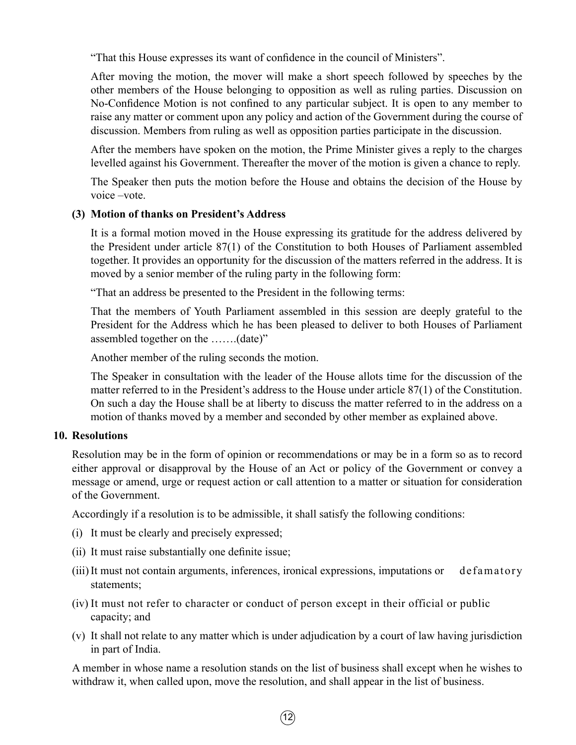"That this House expresses its want of confidence in the council of Ministers".

After moving the motion, the mover will make a short speech followed by speeches by the other members of the House belonging to opposition as well as ruling parties. Discussion on No-Confidence Motion is not confined to any particular subject. It is open to any member to raise any matter or comment upon any policy and action of the Government during the course of discussion. Members from ruling as well as opposition parties participate in the discussion.

After the members have spoken on the motion, the Prime Minister gives a reply to the charges levelled against his Government. Thereafter the mover of the motion is given a chance to reply.

The Speaker then puts the motion before the House and obtains the decision of the House by voice –vote.

**(3) Motion of thanks on President's Address**

It is a formal motion moved in the House expressing its gratitude for the address delivered by the President under article 87(1) of the Constitution to both Houses of Parliament assembled together. It provides an opportunity for the discussion of the matters referred in the address. It is moved by a senior member of the ruling party in the following form:

"That an address be presented to the President in the following terms:

That the members of Youth Parliament assembled in this session are deeply grateful to the President for the Address which he has been pleased to deliver to both Houses of Parliament assembled together on the …….(date)"

Another member of the ruling seconds the motion.

The Speaker in consultation with the leader of the House allots time for the discussion of the matter referred to in the President's address to the House under article 87(1) of the Constitution. On such a day the House shall be at liberty to discuss the matter referred to in the address on a motion of thanks moved by a member and seconded by other member as explained above.

**10. Resolutions**

Resolution may be in the form of opinion or recommendations or may be in a form so as to record either approval or disapproval by the House of an Act or policy of the Government or convey a message or amend, urge or request action or call attention to a matter or situation for consideration of the Government.

Accordingly if a resolution is to be admissible, it shall satisfy the following conditions:

(i) It must be clearly and precisely expressed;

(ii) It must raise substantially one definite issue;

(iii) It must not contain arguments, inferences, ironical expressions, imputations or defamatory statements;

(iv) It must not refer to character or conduct of person except in their official or public capacity; and

(v) It shall not relate to any matter which is under adjudication by a court of law having jurisdiction in part of India.

A member in whose name a resolution stands on the list of business shall except when he wishes to withdraw it, when called upon, move the resolution, and shall appear in the list of business.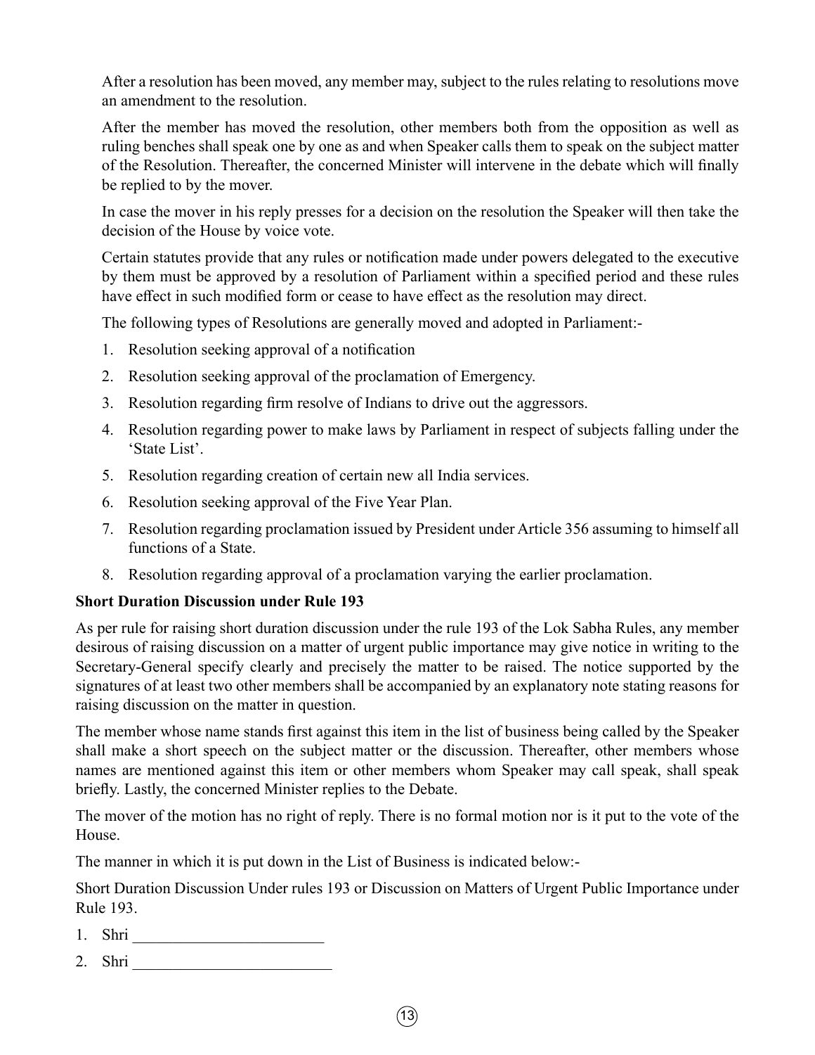After a resolution has been moved, any member may, subject to the rules relating to resolutions move an amendment to the resolution.

After the member has moved the resolution, other members both from the opposition as well as ruling benches shall speak one by one as and when Speaker calls them to speak on the subject matter of the Resolution. Thereafter, the concerned Minister will intervene in the debate which will finally be replied to by the mover.

In case the mover in his reply presses for a decision on the resolution the Speaker will then take the decision of the House by voice vote.

Certain statutes provide that any rules or notification made under powers delegated to the executive by them must be approved by a resolution of Parliament within a specified period and these rules have effect in such modified form or cease to have effect as the resolution may direct.

The following types of Resolutions are generally moved and adopted in Parliament:-

1. Resolution seeking approval of a notification
2. Resolution seeking approval of the proclamation of Emergency.
3. Resolution regarding firm resolve of Indians to drive out the aggressors.
4. Resolution regarding power to make laws by Parliament in respect of subjects falling under the 'State List'.
5. Resolution regarding creation of certain new all India services.
6. Resolution seeking approval of the Five Year Plan.
7. Resolution regarding proclamation issued by President under Article 356 assuming to himself all functions of a State.
8. Resolution regarding approval of a proclamation varying the earlier proclamation.

**Short Duration Discussion under Rule 193**

As per rule for raising short duration discussion under the rule 193 of the Lok Sabha Rules, any member desirous of raising discussion on a matter of urgent public importance may give notice in writing to the Secretary-General specify clearly and precisely the matter to be raised. The notice supported by the signatures of at least two other members shall be accompanied by an explanatory note stating reasons for raising discussion on the matter in question.

The member whose name stands first against this item in the list of business being called by the Speaker shall make a short speech on the subject matter or the discussion. Thereafter, other members whose names are mentioned against this item or other members whom Speaker may call speak, shall speak briefly. Lastly, the concerned Minister replies to the Debate.

The mover of the motion has no right of reply. There is no formal motion nor is it put to the vote of the House.

The manner in which it is put down in the List of Business is indicated below:-

Short Duration Discussion Under rules 193 or Discussion on Matters of Urgent Public Importance under Rule 193.

1. Shri ________________________
2. Shri ________________________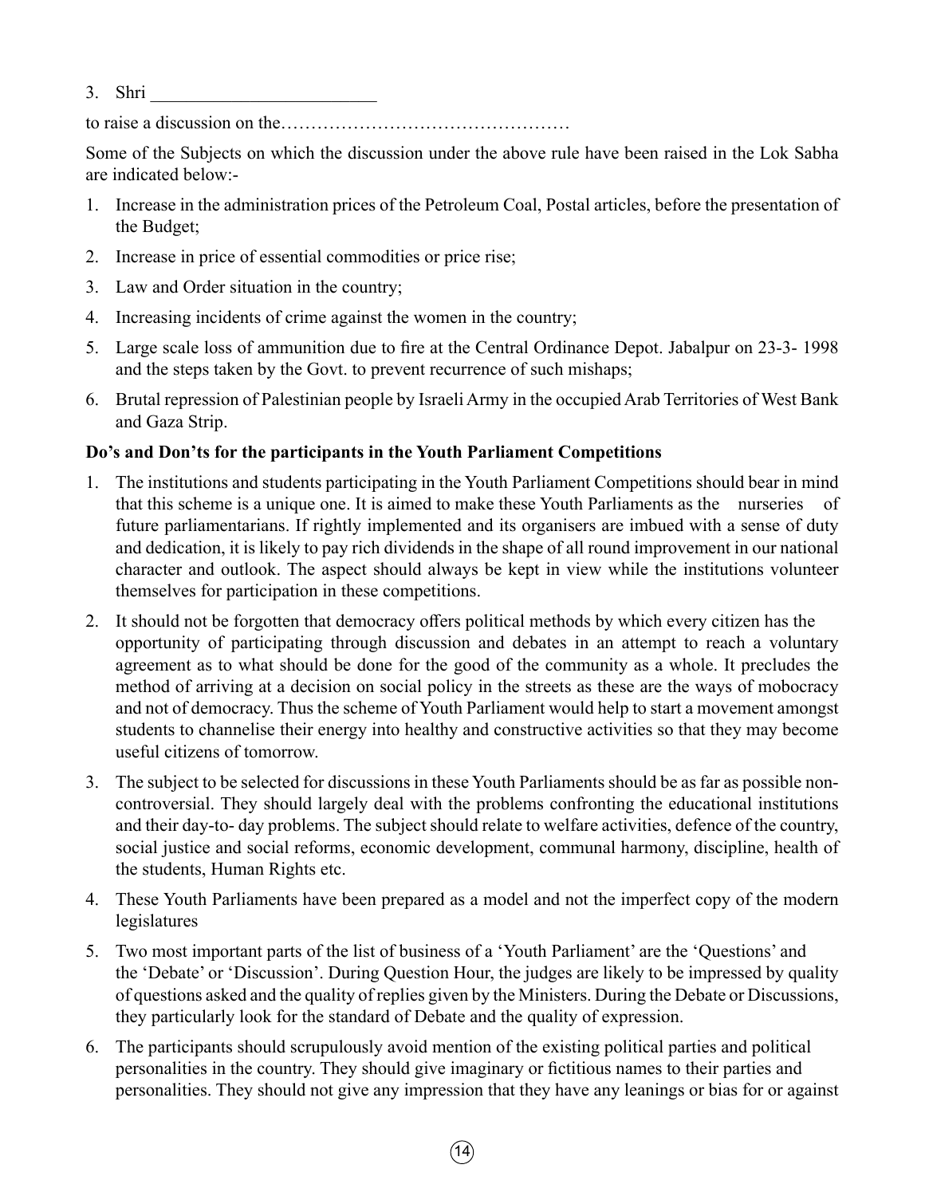3. Shri ________________________

to raise a discussion on the…………………………………………

Some of the Subjects on which the discussion under the above rule have been raised in the Lok Sabha are indicated below:-

1. Increase in the administration prices of the Petroleum Coal, Postal articles, before the presentation of the Budget;
2. Increase in price of essential commodities or price rise;
3. Law and Order situation in the country;
4. Increasing incidents of crime against the women in the country;
5. Large scale loss of ammunition due to fire at the Central Ordinance Depot. Jabalpur on 23-3- 1998 and the steps taken by the Govt. to prevent recurrence of such mishaps;
6. Brutal repression of Palestinian people by Israeli Army in the occupied Arab Territories of West Bank and Gaza Strip.

**Do's and Don'ts for the participants in the Youth Parliament Competitions**

1. The institutions and students participating in the Youth Parliament Competitions should bear in mind that this scheme is a unique one. It is aimed to make these Youth Parliaments as the nurseries of future parliamentarians. If rightly implemented and its organisers are imbued with a sense of duty and dedication, it is likely to pay rich dividends in the shape of all round improvement in our national character and outlook. The aspect should always be kept in view while the institutions volunteer themselves for participation in these competitions.
2. It should not be forgotten that democracy offers political methods by which every citizen has the opportunity of participating through discussion and debates in an attempt to reach a voluntary agreement as to what should be done for the good of the community as a whole. It precludes the method of arriving at a decision on social policy in the streets as these are the ways of mobocracy and not of democracy. Thus the scheme of Youth Parliament would help to start a movement amongst students to channelise their energy into healthy and constructive activities so that they may become useful citizens of tomorrow.
3. The subject to be selected for discussions in these Youth Parliaments should be as far as possible non-controversial. They should largely deal with the problems confronting the educational institutions and their day-to- day problems. The subject should relate to welfare activities, defence of the country, social justice and social reforms, economic development, communal harmony, discipline, health of the students, Human Rights etc.
4. These Youth Parliaments have been prepared as a model and not the imperfect copy of the modern legislatures
5. Two most important parts of the list of business of a 'Youth Parliament' are the 'Questions' and the 'Debate' or 'Discussion'. During Question Hour, the judges are likely to be impressed by quality of questions asked and the quality of replies given by the Ministers. During the Debate or Discussions, they particularly look for the standard of Debate and the quality of expression.
6. The participants should scrupulously avoid mention of the existing political parties and political personalities in the country. They should give imaginary or fictitious names to their parties and personalities. They should not give any impression that they have any leanings or bias for or against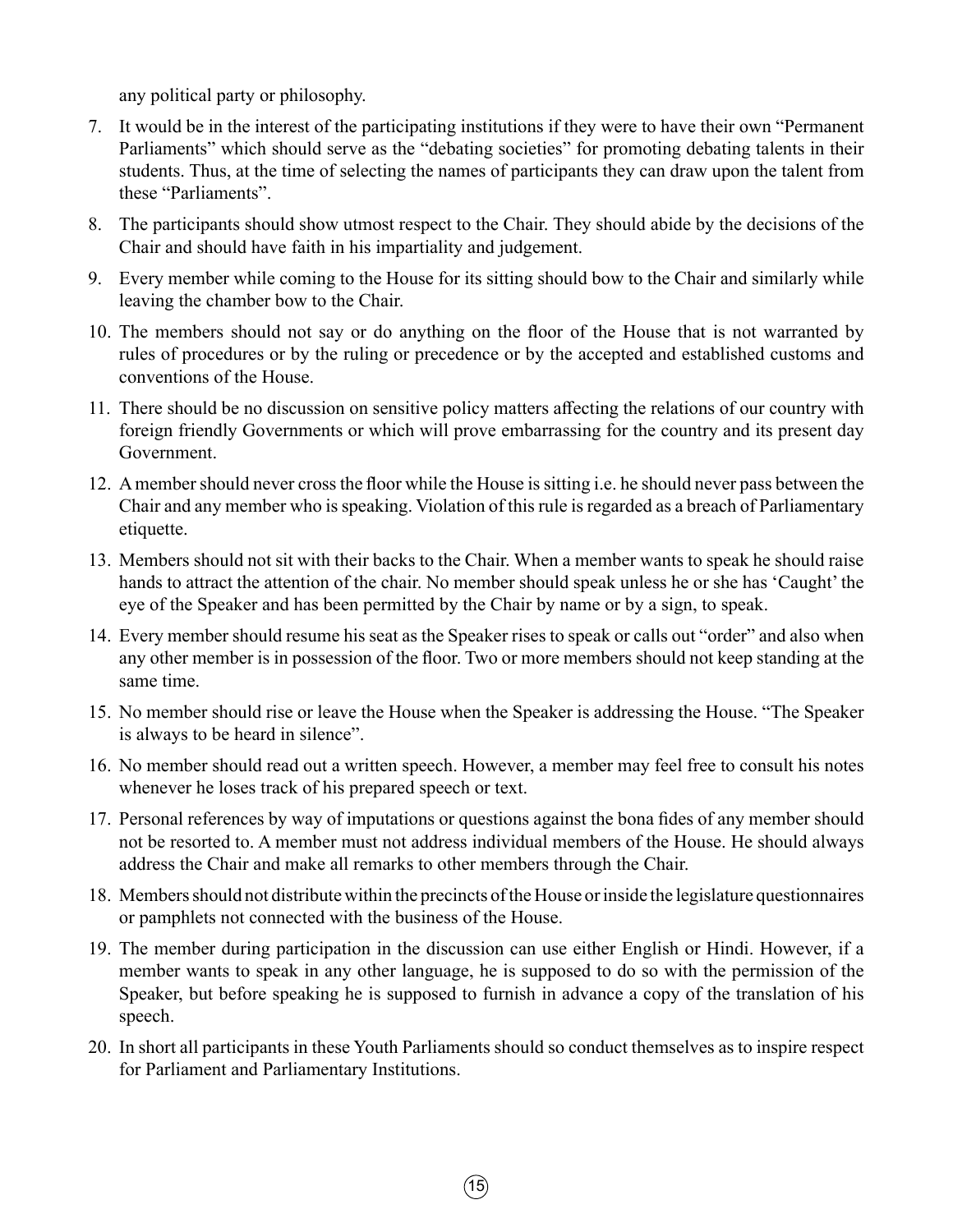any political party or philosophy.

7. It would be in the interest of the participating institutions if they were to have their own "Permanent Parliaments" which should serve as the "debating societies" for promoting debating talents in their students. Thus, at the time of selecting the names of participants they can draw upon the talent from these "Parliaments".
8. The participants should show utmost respect to the Chair. They should abide by the decisions of the Chair and should have faith in his impartiality and judgement.
9. Every member while coming to the House for its sitting should bow to the Chair and similarly while leaving the chamber bow to the Chair.
10. The members should not say or do anything on the floor of the House that is not warranted by rules of procedures or by the ruling or precedence or by the accepted and established customs and conventions of the House.
11. There should be no discussion on sensitive policy matters affecting the relations of our country with foreign friendly Governments or which will prove embarrassing for the country and its present day Government.
12. A member should never cross the floor while the House is sitting i.e. he should never pass between the Chair and any member who is speaking. Violation of this rule is regarded as a breach of Parliamentary etiquette.
13. Members should not sit with their backs to the Chair. When a member wants to speak he should raise hands to attract the attention of the chair. No member should speak unless he or she has 'Caught' the eye of the Speaker and has been permitted by the Chair by name or by a sign, to speak.
14. Every member should resume his seat as the Speaker rises to speak or calls out "order" and also when any other member is in possession of the floor. Two or more members should not keep standing at the same time.
15. No member should rise or leave the House when the Speaker is addressing the House. "The Speaker is always to be heard in silence".
16. No member should read out a written speech. However, a member may feel free to consult his notes whenever he loses track of his prepared speech or text.
17. Personal references by way of imputations or questions against the bona fides of any member should not be resorted to. A member must not address individual members of the House. He should always address the Chair and make all remarks to other members through the Chair.
18. Members should not distribute within the precincts of the House or inside the legislature questionnaires or pamphlets not connected with the business of the House.
19. The member during participation in the discussion can use either English or Hindi. However, if a member wants to speak in any other language, he is supposed to do so with the permission of the Speaker, but before speaking he is supposed to furnish in advance a copy of the translation of his speech.
20. In short all participants in these Youth Parliaments should so conduct themselves as to inspire respect for Parliament and Parliamentary Institutions.